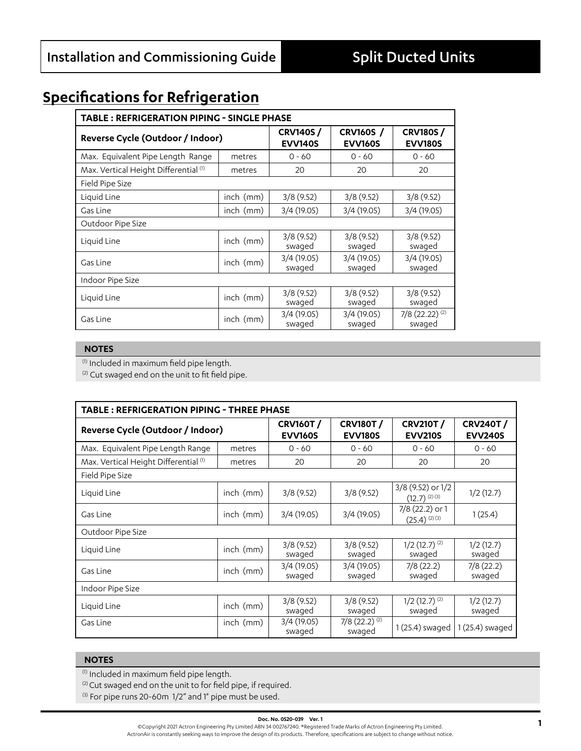# Specifications for Refrigeration

| TABLE : REFRIGERATION PIPING - SINGLE PHASE | | | | |
|---|---|---|---|---|
| **Reverse Cycle (Outdoor / Indoor)** | | **CRV140S / EVV140S** | **CRV160S / EVV160S** | **CRV180S / EVV180S** |
| Max. Equivalent Pipe Length Range | metres | 0 - 60 | 0 - 60 | 0 - 60 |
| Max. Vertical Height Differential (1) | metres | 20 | 20 | 20 |
| Field Pipe Size | | | | |
| Liquid Line | inch (mm) | 3/8 (9.52) | 3/8 (9.52) | 3/8 (9.52) |
| Gas Line | inch (mm) | 3/4 (19.05) | 3/4 (19.05) | 3/4 (19.05) |
| Outdoor Pipe Size | | | | |
| Liquid Line | inch (mm) | 3/8 (9.52) swaged | 3/8 (9.52) swaged | 3/8 (9.52) swaged |
| Gas Line | inch (mm) | 3/4 (19.05) swaged | 3/4 (19.05) swaged | 3/4 (19.05) swaged |
| Indoor Pipe Size | | | | |
| Liquid Line | inch (mm) | 3/8 (9.52) swaged | 3/8 (9.52) swaged | 3/8 (9.52) swaged |
| Gas Line | inch (mm) | 3/4 (19.05) swaged | 3/4 (19.05) swaged | 7/8 (22.22) (2) swaged |

**NOTES**

(1) Included in maximum field pipe length.
(2) Cut swaged end on the unit to fit field pipe.

| TABLE : REFRIGERATION PIPING - THREE PHASE | | | | | |
|---|---|---|---|---|---|
| **Reverse Cycle (Outdoor / Indoor)** | | **CRV160T / EVV160S** | **CRV180T / EVV180S** | **CRV210T / EVV210S** | **CRV240T / EVV240S** |
| Max. Equivalent Pipe Length Range | metres | 0 - 60 | 0 - 60 | 0 - 60 | 0 - 60 |
| Max. Vertical Height Differential (1) | metres | 20 | 20 | 20 | 20 |
| Field Pipe Size | | | | | |
| Liquid Line | inch (mm) | 3/8 (9.52) | 3/8 (9.52) | 3/8 (9.52) or 1/2 (12.7) (2) (3) | 1/2 (12.7) |
| Gas Line | inch (mm) | 3/4 (19.05) | 3/4 (19.05) | 7/8 (22.2) or 1 (25.4) (2) (3) | 1 (25.4) |
| Outdoor Pipe Size | | | | | |
| Liquid Line | inch (mm) | 3/8 (9.52) swaged | 3/8 (9.52) swaged | 1/2 (12.7) (2) swaged | 1/2 (12.7) swaged |
| Gas Line | inch (mm) | 3/4 (19.05) swaged | 3/4 (19.05) swaged | 7/8 (22.2) swaged | 7/8 (22.2) swaged |
| Indoor Pipe Size | | | | | |
| Liquid Line | inch (mm) | 3/8 (9.52) swaged | 3/8 (9.52) swaged | 1/2 (12.7) (2) swaged | 1/2 (12.7) swaged |
| Gas Line | inch (mm) | 3/4 (19.05) swaged | 7/8 (22.2) (2) swaged | 1 (25.4) swaged | 1 (25.4) swaged |

**NOTES**

(1) Included in maximum field pipe length.
(2) Cut swaged end on the unit to for field pipe, if required.
(3) For pipe runs 20-60m 1/2" and 1" pipe must be used.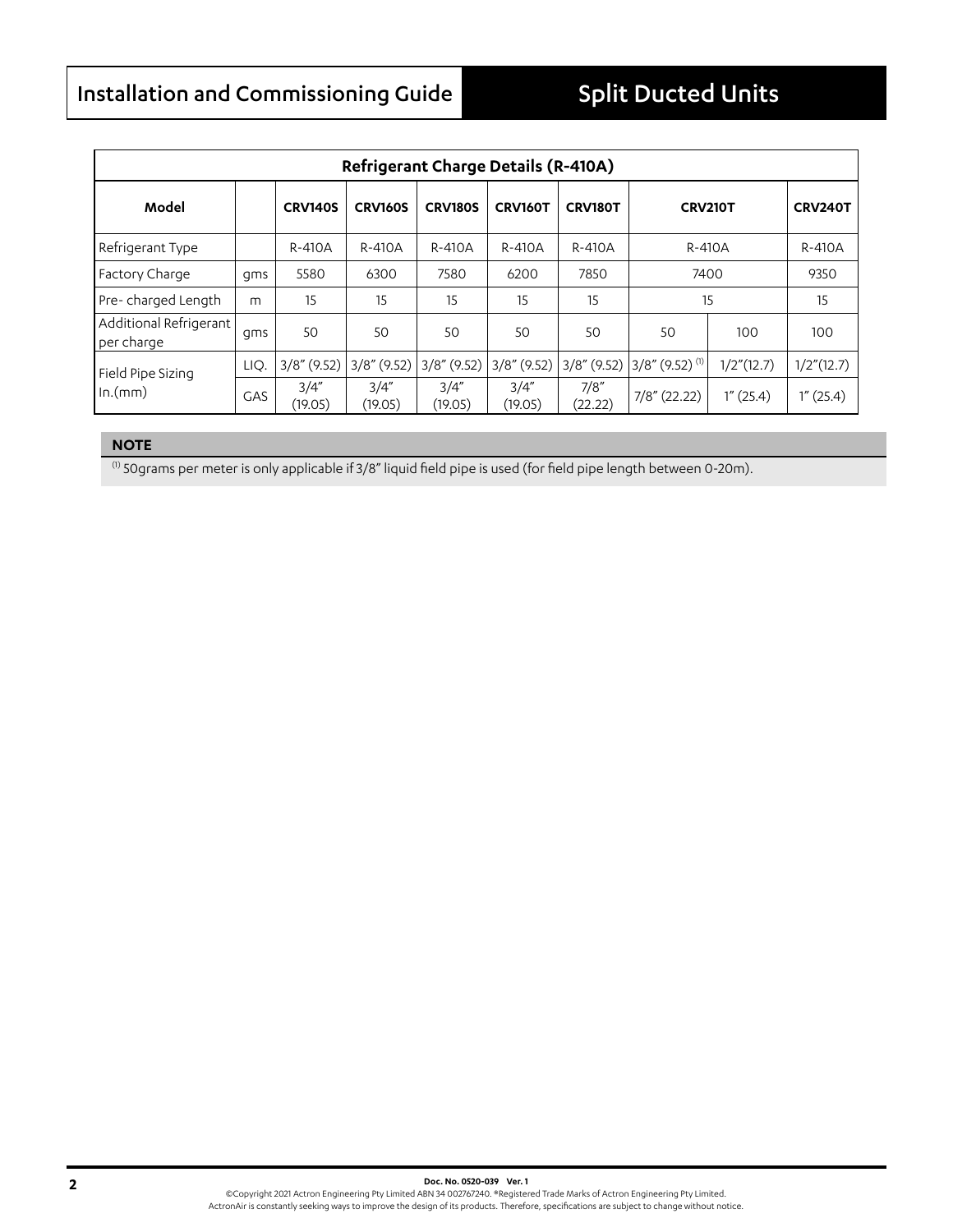| Refrigerant Charge Details (R-410A) | | | | | | | | | |
|---|---|---|---|---|---|---|---|---|---|
| Model | | CRV140S | CRV160S | CRV180S | CRV160T | CRV180T | CRV210T | | CRV240T |
| Refrigerant Type | | R-410A | R-410A | R-410A | R-410A | R-410A | R-410A | | R-410A |
| Factory Charge | gms | 5580 | 6300 | 7580 | 6200 | 7850 | 7400 | | 9350 |
| Pre- charged Length | m | 15 | 15 | 15 | 15 | 15 | 15 | | 15 |
| Additional Refrigerant per charge | gms | 50 | 50 | 50 | 50 | 50 | 50 | 100 | 100 |
| Field Pipe Sizing In.(mm) | LIQ. | 3/8" (9.52) | 3/8" (9.52) | 3/8" (9.52) | 3/8" (9.52) | 3/8" (9.52) | 3/8" (9.52) [1] | 1/2"(12.7) | 1/2"(12.7) |
| | GAS | 3/4" (19.05) | 3/4" (19.05) | 3/4" (19.05) | 3/4" (19.05) | 7/8" (22.22) | 7/8" (22.22) | 1" (25.4) | 1" (25.4) |

**NOTE**

(1) 50grams per meter is only applicable if 3/8" liquid field pipe is used (for field pipe length between 0-20m).

**Doc. No. 0520-039 Ver. 1**

©Copyright 2021 Actron Engineering Pty Limited ABN 34 002767240. ®Registered Trade Marks of Actron Engineering Pty Limited.
ActronAir is constantly seeking ways to improve the design of its products. Therefore, specifications are subject to change without notice.